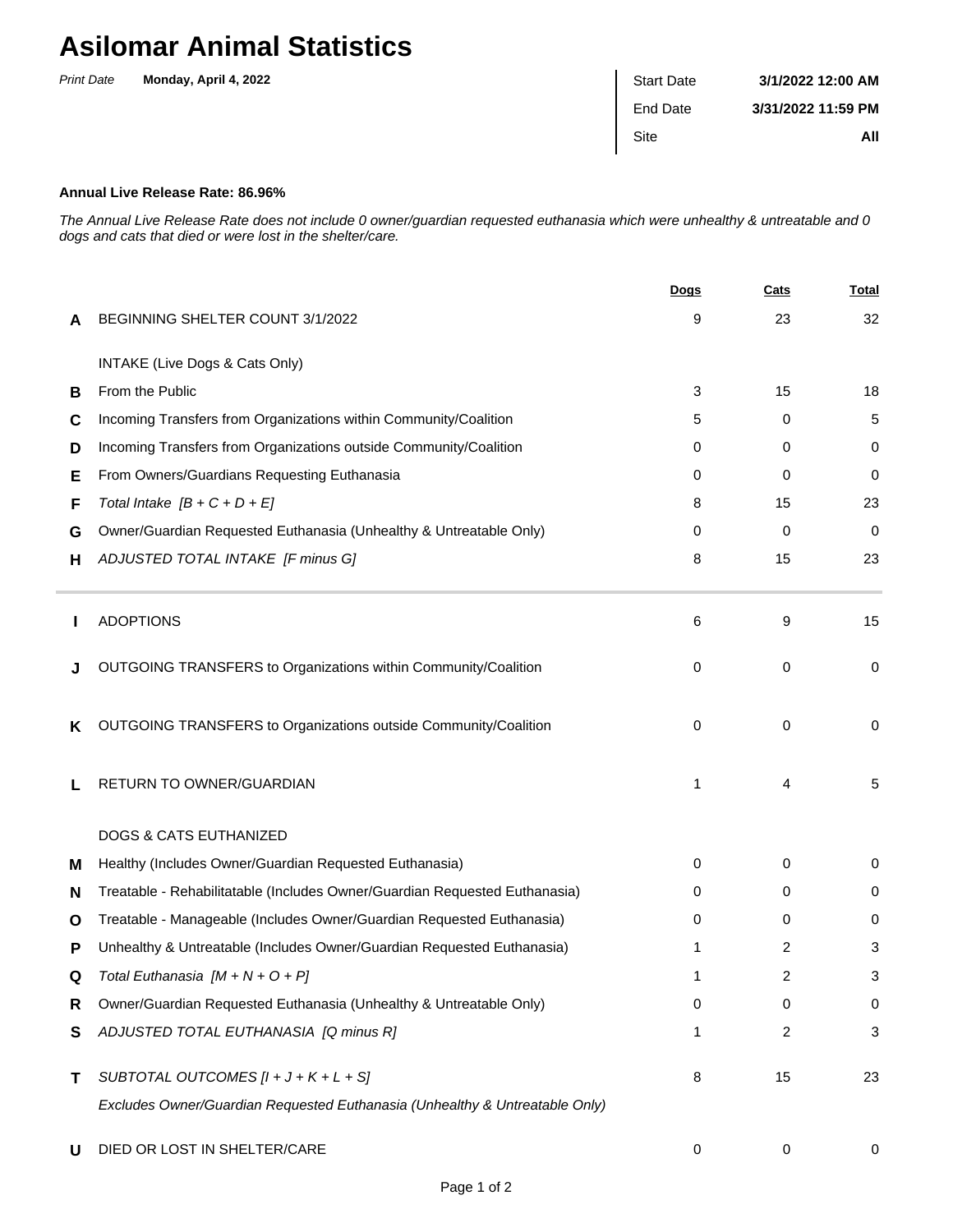# Asilomar Animal Statistics

*Print Date* **Monday, April 4, 2022**

| | |
|---|---|
| Start Date | **3/1/2022 12:00 AM** |
| End Date | **3/31/2022 11:59 PM** |
| Site | **All** |

**Annual Live Release Rate: 86.96%**

*The Annual Live Release Rate does not include 0 owner/guardian requested euthanasia which were unhealthy & untreatable and 0 dogs and cats that died or were lost in the shelter/care.*

| | | Dogs | Cats | Total |
|---|---|---|---|---|
| **A** | BEGINNING SHELTER COUNT 3/1/2022 | 9 | 23 | 32 |
| | INTAKE (Live Dogs & Cats Only) | | | |
| **B** | From the Public | 3 | 15 | 18 |
| **C** | Incoming Transfers from Organizations within Community/Coalition | 5 | 0 | 5 |
| **D** | Incoming Transfers from Organizations outside Community/Coalition | 0 | 0 | 0 |
| **E** | From Owners/Guardians Requesting Euthanasia | 0 | 0 | 0 |
| **F** | *Total Intake [B + C + D + E]* | 8 | 15 | 23 |
| **G** | Owner/Guardian Requested Euthanasia (Unhealthy & Untreatable Only) | 0 | 0 | 0 |
| **H** | *ADJUSTED TOTAL INTAKE [F minus G]* | 8 | 15 | 23 |
| **I** | ADOPTIONS | 6 | 9 | 15 |
| **J** | OUTGOING TRANSFERS to Organizations within Community/Coalition | 0 | 0 | 0 |
| **K** | OUTGOING TRANSFERS to Organizations outside Community/Coalition | 0 | 0 | 0 |
| **L** | RETURN TO OWNER/GUARDIAN | 1 | 4 | 5 |
| | DOGS & CATS EUTHANIZED | | | |
| **M** | Healthy (Includes Owner/Guardian Requested Euthanasia) | 0 | 0 | 0 |
| **N** | Treatable - Rehabilitatable (Includes Owner/Guardian Requested Euthanasia) | 0 | 0 | 0 |
| **O** | Treatable - Manageable (Includes Owner/Guardian Requested Euthanasia) | 0 | 0 | 0 |
| **P** | Unhealthy & Untreatable (Includes Owner/Guardian Requested Euthanasia) | 1 | 2 | 3 |
| **Q** | *Total Euthanasia [M + N + O + P]* | 1 | 2 | 3 |
| **R** | Owner/Guardian Requested Euthanasia (Unhealthy & Untreatable Only) | 0 | 0 | 0 |
| **S** | *ADJUSTED TOTAL EUTHANASIA [Q minus R]* | 1 | 2 | 3 |
| **T** | *SUBTOTAL OUTCOMES [I + J + K + L + S]* *Excludes Owner/Guardian Requested Euthanasia (Unhealthy & Untreatable Only)* | 8 | 15 | 23 |
| **U** | DIED OR LOST IN SHELTER/CARE | 0 | 0 | 0 |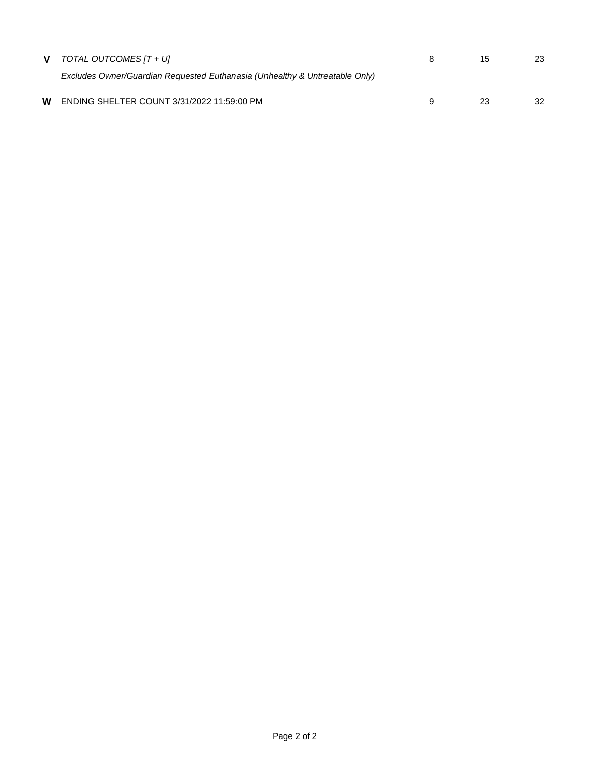| | | | | |
|---|---|---|---|---|
| **V** | *TOTAL OUTCOMES [T + U]* | 8 | 15 | 23 |
| | *Excludes Owner/Guardian Requested Euthanasia (Unhealthy & Untreatable Only)* | | | |
| **W** | ENDING SHELTER COUNT 3/31/2022 11:59:00 PM | 9 | 23 | 32 |